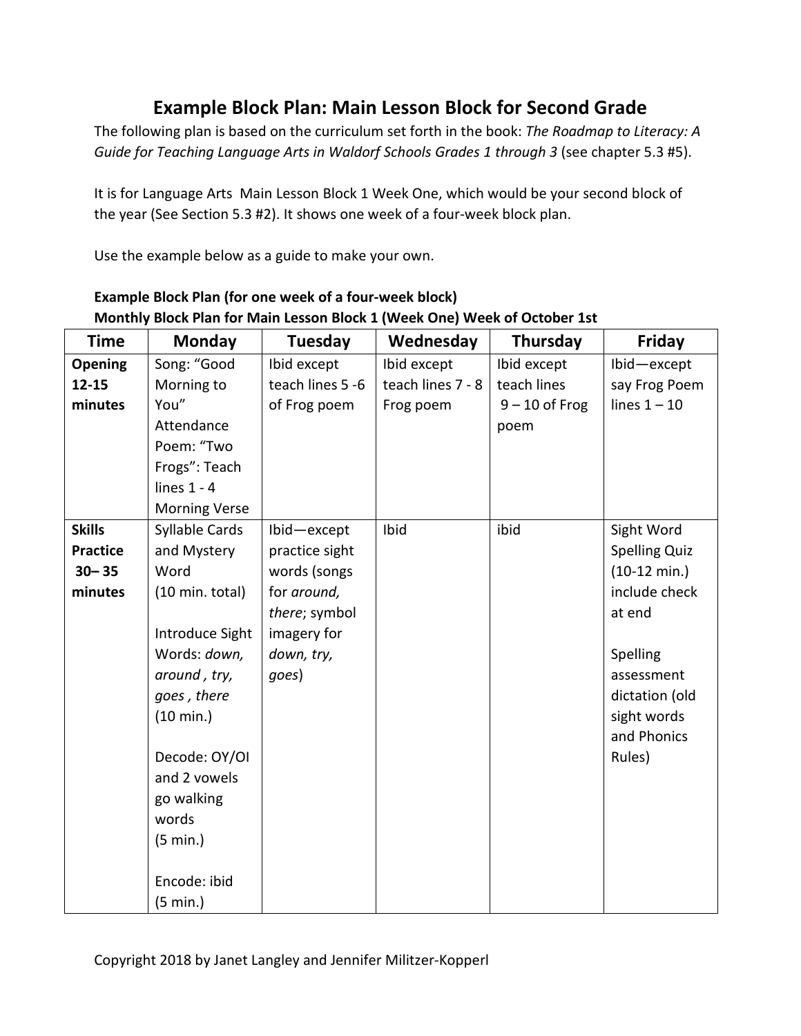# Example Block Plan: Main Lesson Block for Second Grade

The following plan is based on the curriculum set forth in the book: *The Roadmap to Literacy: A Guide for Teaching Language Arts in Waldorf Schools Grades 1 through 3* (see chapter 5.3 #5).

It is for Language Arts Main Lesson Block 1 Week One, which would be your second block of the year (See Section 5.3 #2). It shows one week of a four-week block plan.

Use the example below as a guide to make your own.

**Example Block Plan (for one week of a four-week block)**
**Monthly Block Plan for Main Lesson Block 1 (Week One) Week of October 1st**

| Time | Monday | Tuesday | Wednesday | Thursday | Friday |
|---|---|---|---|---|---|
| **Opening 12-15 minutes** | Song: "Good Morning to You" Attendance Poem: "Two Frogs": Teach lines 1 - 4 Morning Verse | Ibid except teach lines 5 -6 of Frog poem | Ibid except teach lines 7 - 8 Frog poem | Ibid except teach lines 9 – 10 of Frog poem | Ibid—except say Frog Poem lines 1 – 10 |
| **Skills Practice 30– 35 minutes** | Syllable Cards and Mystery Word (10 min. total)<br><br>Introduce Sight Words: *down, around , try, goes , there* (10 min.)<br><br>Decode: OY/OI and 2 vowels go walking words (5 min.)<br><br>Encode: ibid (5 min.) | Ibid—except practice sight words (songs for *around, there*; symbol imagery for *down, try, goes*) | Ibid | ibid | Sight Word Spelling Quiz (10-12 min.) include check at end<br><br>Spelling assessment dictation (old sight words and Phonics Rules) |

Copyright 2018 by Janet Langley and Jennifer Militzer-Kopperl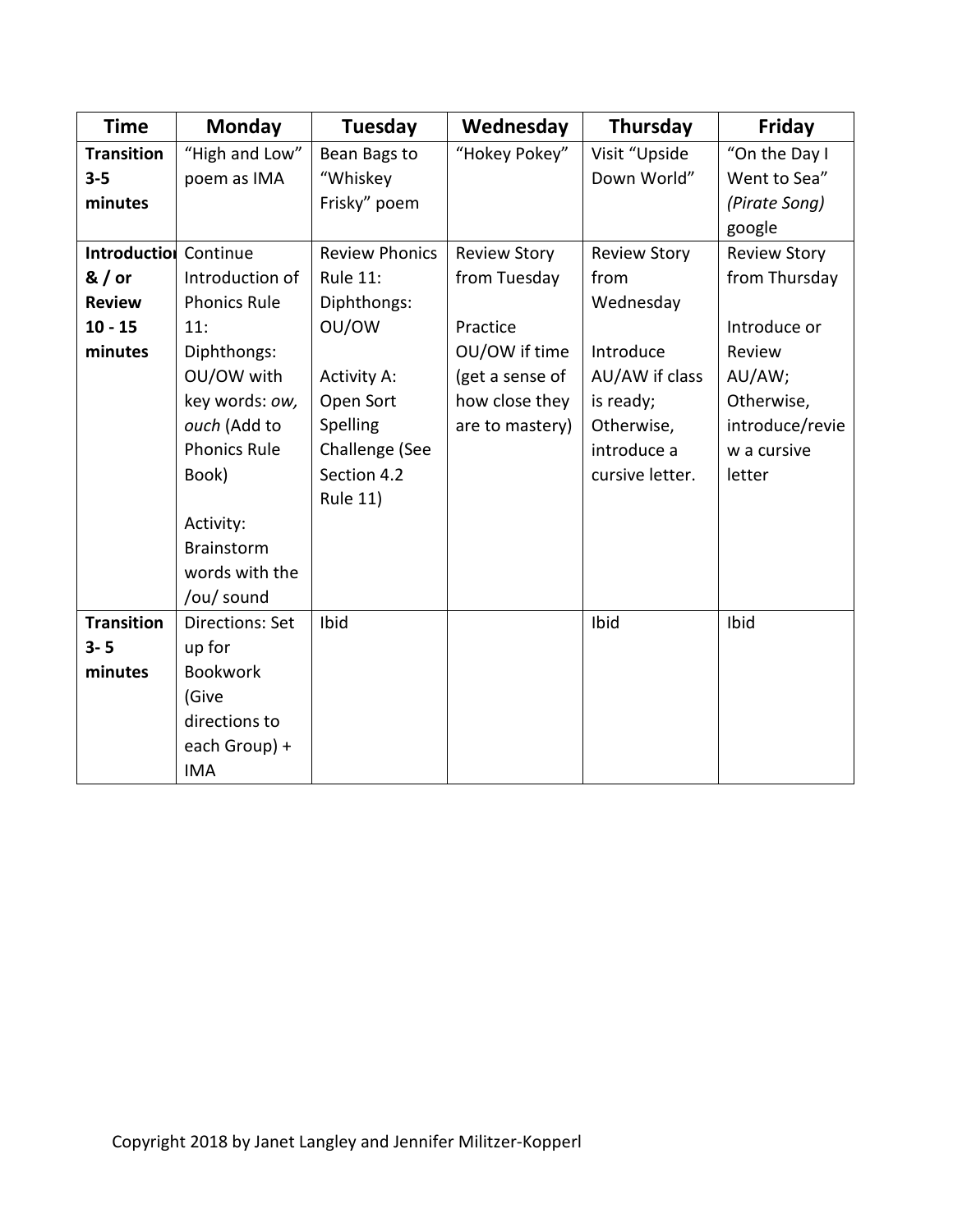| Time | Monday | Tuesday | Wednesday | Thursday | Friday |
| --- | --- | --- | --- | --- | --- |
| **Transition 3-5 minutes** | "High and Low" poem as IMA | Bean Bags to "Whiskey Frisky" poem | "Hokey Pokey" | Visit "Upside Down World" | "On the Day I Went to Sea" *(Pirate Song)* google |
| **Introduction & / or Review 10 - 15 minutes** | Continue Introduction of Phonics Rule 11: Diphthongs: OU/OW with key words: *ow, ouch* (Add to Phonics Rule Book)<br><br>Activity: Brainstorm words with the /ou/ sound | Review Phonics Rule 11: Diphthongs: OU/OW<br><br>Activity A: Open Sort Spelling Challenge (See Section 4.2 Rule 11) | Review Story from Tuesday<br><br>Practice OU/OW if time (get a sense of how close they are to mastery) | Review Story from Wednesday<br><br>Introduce AU/AW if class is ready; Otherwise, introduce a cursive letter. | Review Story from Thursday<br><br>Introduce or Review AU/AW; Otherwise, introduce/review a cursive letter |
| **Transition 3- 5 minutes** | Directions: Set up for Bookwork (Give directions to each Group) + IMA | Ibid | | Ibid | Ibid |

Copyright 2018 by Janet Langley and Jennifer Militzer-Kopperl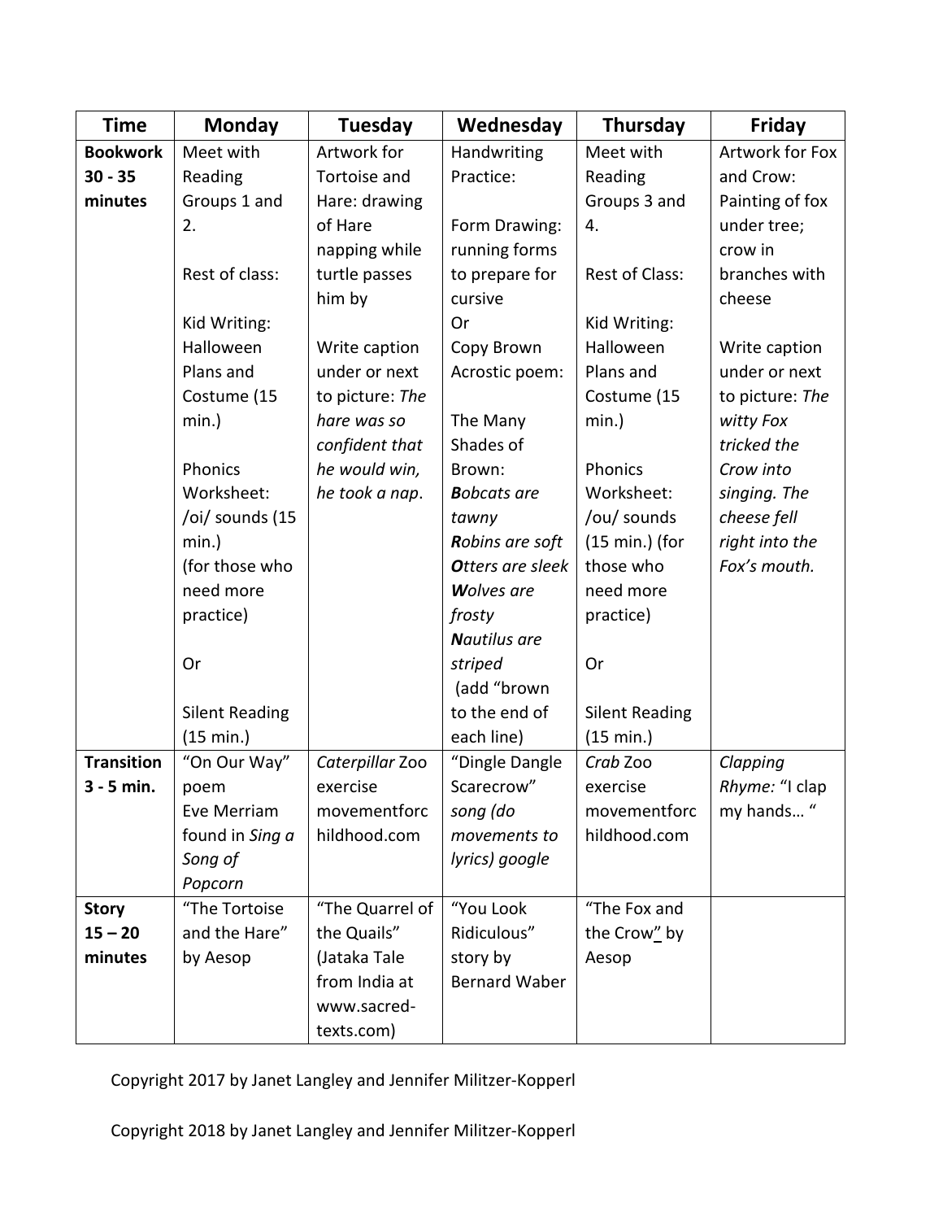| Time | Monday | Tuesday | Wednesday | Thursday | Friday |
|---|---|---|---|---|---|
| **Bookwork 30 - 35 minutes** | Meet with Reading Groups 1 and 2.<br><br>Rest of class:<br><br>Kid Writing: Halloween Plans and Costume (15 min.)<br><br>Phonics Worksheet: /oi/ sounds (15 min.) (for those who need more practice)<br><br>Or<br><br>Silent Reading (15 min.) | Artwork for Tortoise and Hare: drawing of Hare napping while turtle passes him by<br><br>Write caption under or next to picture: *The hare was so confident that he would win, he took a nap*. | Handwriting Practice:<br><br>Form Drawing: running forms to prepare for cursive<br>Or<br>Copy Brown Acrostic poem:<br><br>The Many Shades of Brown:<br>***B**obcats are tawny*<br>***R**obins are soft*<br>***O**tters are sleek*<br>***W**olves are frosty*<br>***N**autilus are striped*<br>(add "brown to the end of each line) | Meet with Reading Groups 3 and 4.<br><br>Rest of Class:<br><br>Kid Writing: Halloween Plans and Costume (15 min.)<br><br>Phonics Worksheet: /ou/ sounds (15 min.) (for those who need more practice)<br><br>Or<br><br>Silent Reading (15 min.) | Artwork for Fox and Crow: Painting of fox under tree; crow in branches with cheese<br><br>Write caption under or next to picture: *The witty Fox tricked the Crow into singing. The cheese fell right into the Fox's mouth.* |
| **Transition 3 - 5 min.** | "On Our Way" poem Eve Merriam found in *Sing a Song of Popcorn* | *Caterpillar* Zoo exercise movementforchildhood.com | "Dingle Dangle Scarecrow" *song (do movements to lyrics) google* | *Crab* Zoo exercise movementforchildhood.com | *Clapping Rhyme:* "I clap my hands… " |
| **Story 15 – 20 minutes** | "The Tortoise and the Hare" by Aesop | "The Quarrel of the Quails" (Jataka Tale from India at www.sacred-texts.com) | "You Look Ridiculous" story by Bernard Waber | "The Fox and the Crow" by Aesop | |

Copyright 2017 by Janet Langley and Jennifer Militzer-Kopperl

Copyright 2018 by Janet Langley and Jennifer Militzer-Kopperl